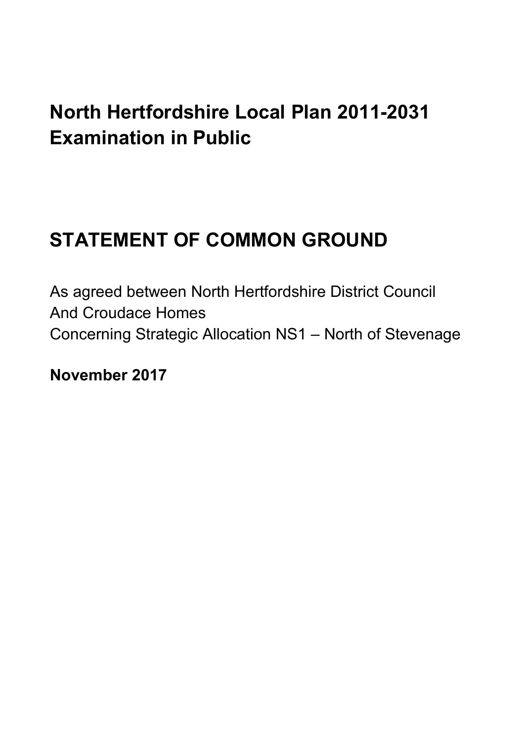# North Hertfordshire Local Plan 2011-2031 Examination in Public

# STATEMENT OF COMMON GROUND

As agreed between North Hertfordshire District Council
And Croudace Homes
Concerning Strategic Allocation NS1 – North of Stevenage

**November 2017**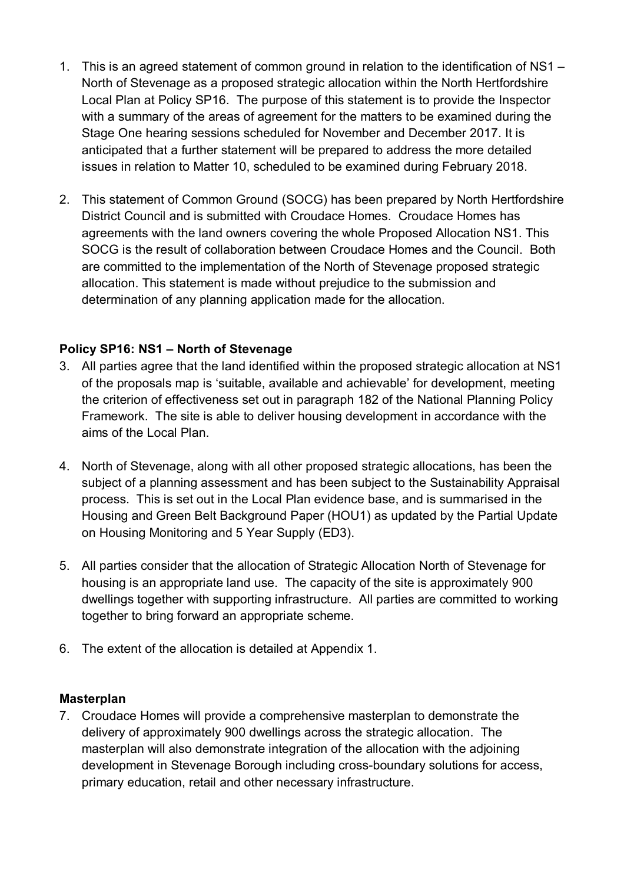1. This is an agreed statement of common ground in relation to the identification of NS1 – North of Stevenage as a proposed strategic allocation within the North Hertfordshire Local Plan at Policy SP16. The purpose of this statement is to provide the Inspector with a summary of the areas of agreement for the matters to be examined during the Stage One hearing sessions scheduled for November and December 2017. It is anticipated that a further statement will be prepared to address the more detailed issues in relation to Matter 10, scheduled to be examined during February 2018.

2. This statement of Common Ground (SOCG) has been prepared by North Hertfordshire District Council and is submitted with Croudace Homes. Croudace Homes has agreements with the land owners covering the whole Proposed Allocation NS1. This SOCG is the result of collaboration between Croudace Homes and the Council. Both are committed to the implementation of the North of Stevenage proposed strategic allocation. This statement is made without prejudice to the submission and determination of any planning application made for the allocation.

**Policy SP16: NS1 – North of Stevenage**

3. All parties agree that the land identified within the proposed strategic allocation at NS1 of the proposals map is 'suitable, available and achievable' for development, meeting the criterion of effectiveness set out in paragraph 182 of the National Planning Policy Framework. The site is able to deliver housing development in accordance with the aims of the Local Plan.

4. North of Stevenage, along with all other proposed strategic allocations, has been the subject of a planning assessment and has been subject to the Sustainability Appraisal process. This is set out in the Local Plan evidence base, and is summarised in the Housing and Green Belt Background Paper (HOU1) as updated by the Partial Update on Housing Monitoring and 5 Year Supply (ED3).

5. All parties consider that the allocation of Strategic Allocation North of Stevenage for housing is an appropriate land use. The capacity of the site is approximately 900 dwellings together with supporting infrastructure. All parties are committed to working together to bring forward an appropriate scheme.

6. The extent of the allocation is detailed at Appendix 1.

**Masterplan**

7. Croudace Homes will provide a comprehensive masterplan to demonstrate the delivery of approximately 900 dwellings across the strategic allocation. The masterplan will also demonstrate integration of the allocation with the adjoining development in Stevenage Borough including cross-boundary solutions for access, primary education, retail and other necessary infrastructure.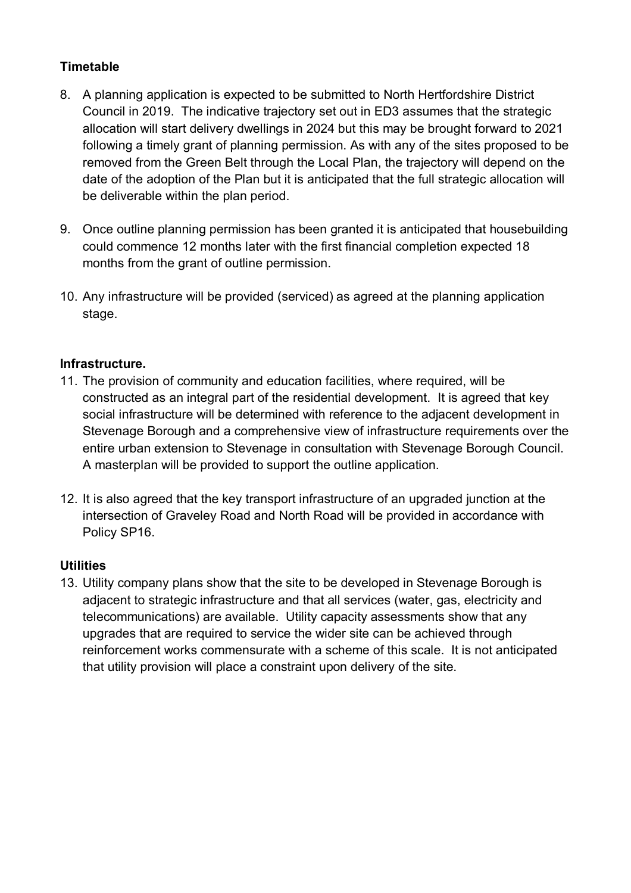**Timetable**

8. A planning application is expected to be submitted to North Hertfordshire District Council in 2019. The indicative trajectory set out in ED3 assumes that the strategic allocation will start delivery dwellings in 2024 but this may be brought forward to 2021 following a timely grant of planning permission. As with any of the sites proposed to be removed from the Green Belt through the Local Plan, the trajectory will depend on the date of the adoption of the Plan but it is anticipated that the full strategic allocation will be deliverable within the plan period.

9. Once outline planning permission has been granted it is anticipated that housebuilding could commence 12 months later with the first financial completion expected 18 months from the grant of outline permission.

10. Any infrastructure will be provided (serviced) as agreed at the planning application stage.

**Infrastructure.**

11. The provision of community and education facilities, where required, will be constructed as an integral part of the residential development. It is agreed that key social infrastructure will be determined with reference to the adjacent development in Stevenage Borough and a comprehensive view of infrastructure requirements over the entire urban extension to Stevenage in consultation with Stevenage Borough Council. A masterplan will be provided to support the outline application.

12. It is also agreed that the key transport infrastructure of an upgraded junction at the intersection of Graveley Road and North Road will be provided in accordance with Policy SP16.

**Utilities**

13. Utility company plans show that the site to be developed in Stevenage Borough is adjacent to strategic infrastructure and that all services (water, gas, electricity and telecommunications) are available. Utility capacity assessments show that any upgrades that are required to service the wider site can be achieved through reinforcement works commensurate with a scheme of this scale. It is not anticipated that utility provision will place a constraint upon delivery of the site.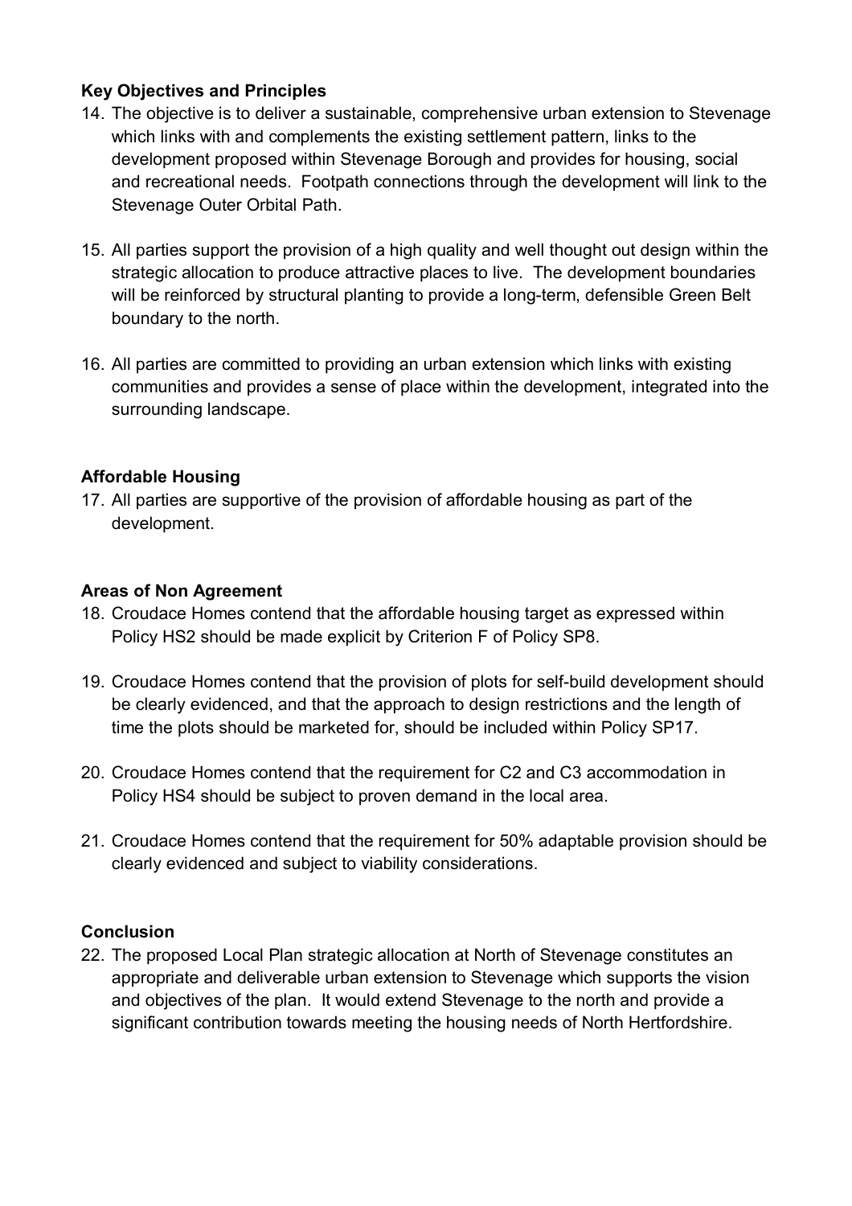**Key Objectives and Principles**

14. The objective is to deliver a sustainable, comprehensive urban extension to Stevenage which links with and complements the existing settlement pattern, links to the development proposed within Stevenage Borough and provides for housing, social and recreational needs. Footpath connections through the development will link to the Stevenage Outer Orbital Path.

15. All parties support the provision of a high quality and well thought out design within the strategic allocation to produce attractive places to live. The development boundaries will be reinforced by structural planting to provide a long-term, defensible Green Belt boundary to the north.

16. All parties are committed to providing an urban extension which links with existing communities and provides a sense of place within the development, integrated into the surrounding landscape.

**Affordable Housing**

17. All parties are supportive of the provision of affordable housing as part of the development.

**Areas of Non Agreement**

18. Croudace Homes contend that the affordable housing target as expressed within Policy HS2 should be made explicit by Criterion F of Policy SP8.

19. Croudace Homes contend that the provision of plots for self-build development should be clearly evidenced, and that the approach to design restrictions and the length of time the plots should be marketed for, should be included within Policy SP17.

20. Croudace Homes contend that the requirement for C2 and C3 accommodation in Policy HS4 should be subject to proven demand in the local area.

21. Croudace Homes contend that the requirement for 50% adaptable provision should be clearly evidenced and subject to viability considerations.

**Conclusion**

22. The proposed Local Plan strategic allocation at North of Stevenage constitutes an appropriate and deliverable urban extension to Stevenage which supports the vision and objectives of the plan. It would extend Stevenage to the north and provide a significant contribution towards meeting the housing needs of North Hertfordshire.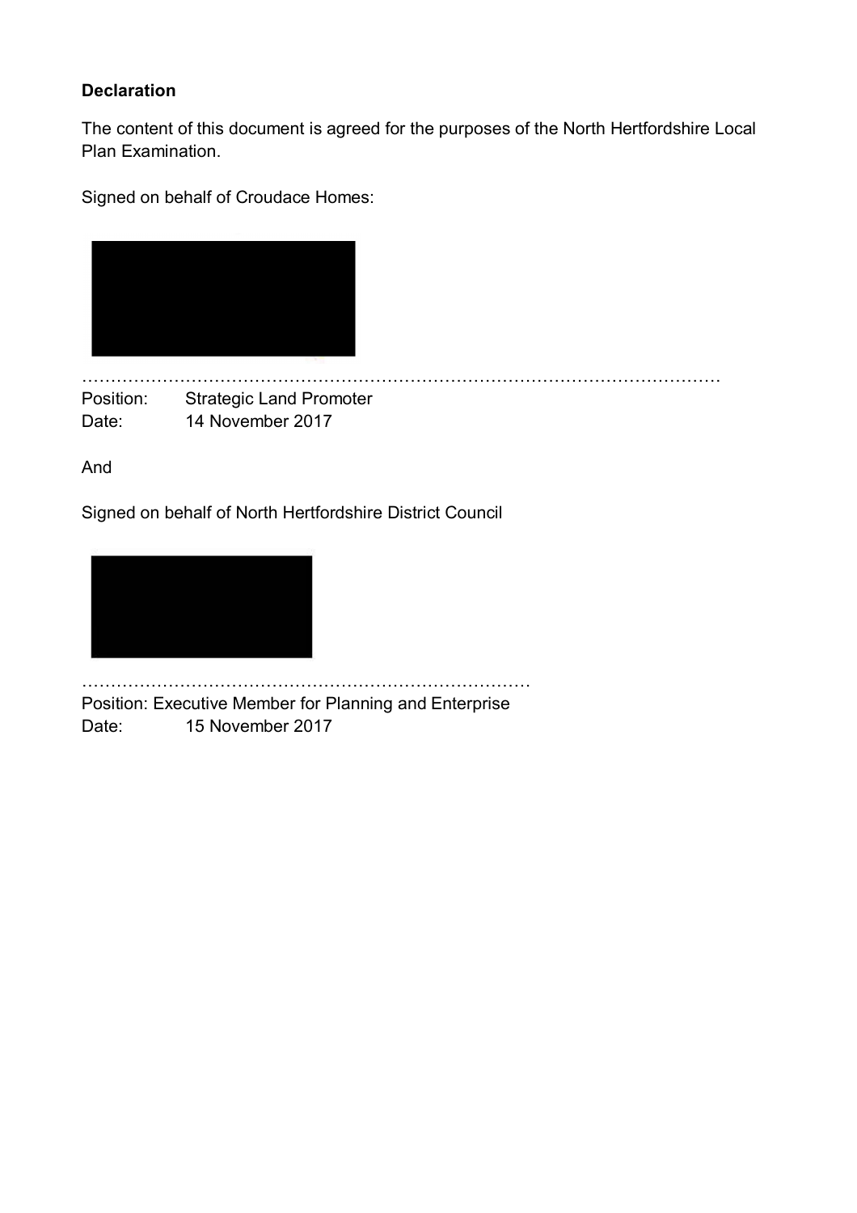**Declaration**

The content of this document is agreed for the purposes of the North Hertfordshire Local Plan Examination.

Signed on behalf of Croudace Homes:

……………………………………………………………………………………………………

Position: Strategic Land Promoter

Date: 14 November 2017

And

Signed on behalf of North Hertfordshire District Council

……………………………………………………………………

Position: Executive Member for Planning and Enterprise

Date: 15 November 2017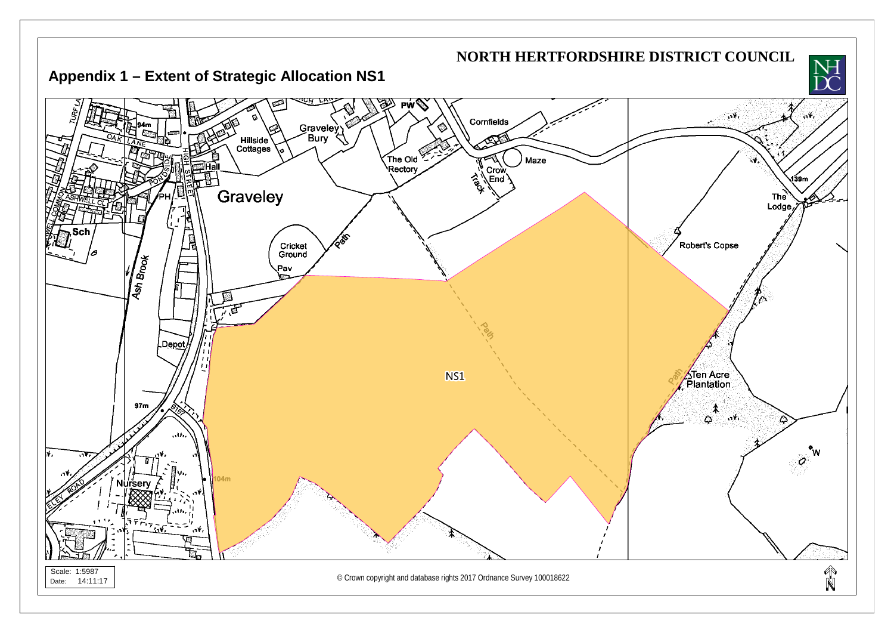NORTH HERTFORDSHIRE DISTRICT COUNCIL

# Appendix 1 – Extent of Strategic Allocation NS1

Graveley
Graveley Bury
Hillside Cottages
Hall
PH
PW
Cornfields
The Old Rectory
Maze
Crow End
Track
Cricket Ground
Pav
Path
Sch
Ash Brook
Depot
Nursery
NS1
Robert's Copse
Ten Acre Plantation
The Lodge
94m
97m
104m
139m
B197
OAK LANE
HIGH STREET
PONDSIDE
ASHWELL CL
ASHWELL COMMON
TURF LA
ELEY ROAD
W

Scale: 1:5987
Date: 14:11:17

© Crown copyright and database rights 2017 Ordnance Survey 100018622